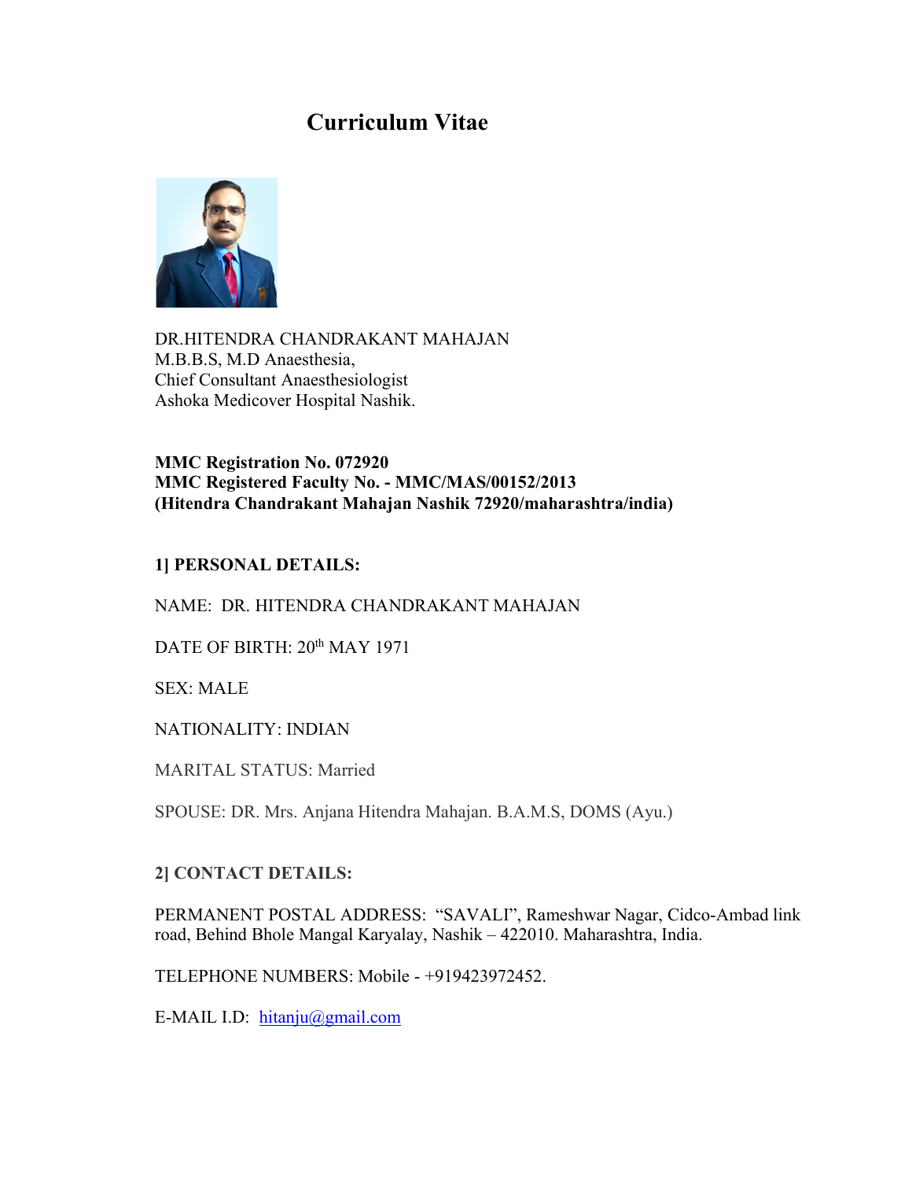# Curriculum Vitae

DR.HITENDRA CHANDRAKANT MAHAJAN
M.B.B.S, M.D Anaesthesia,
Chief Consultant Anaesthesiologist
Ashoka Medicover Hospital Nashik.

**MMC Registration No. 072920**
**MMC Registered Faculty No. - MMC/MAS/00152/2013**
**(Hitendra Chandrakant Mahajan Nashik 72920/maharashtra/india)**

## 1] PERSONAL DETAILS:

NAME: DR. HITENDRA CHANDRAKANT MAHAJAN

DATE OF BIRTH: 20th MAY 1971

SEX: MALE

NATIONALITY: INDIAN

MARITAL STATUS: Married

SPOUSE: DR. Mrs. Anjana Hitendra Mahajan. B.A.M.S, DOMS (Ayu.)

## 2] CONTACT DETAILS:

PERMANENT POSTAL ADDRESS: "SAVALI", Rameshwar Nagar, Cidco-Ambad link road, Behind Bhole Mangal Karyalay, Nashik – 422010. Maharashtra, India.

TELEPHONE NUMBERS: Mobile - +919423972452.

E-MAIL I.D: hitanju@gmail.com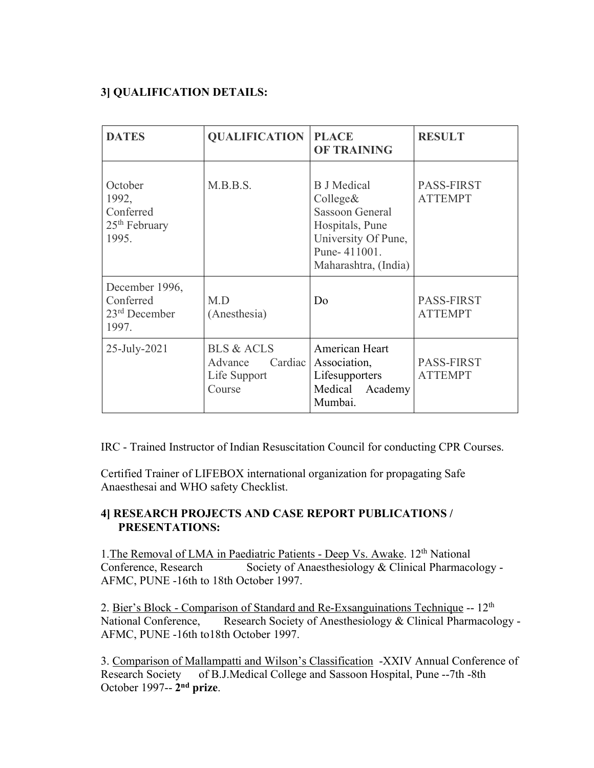### 3] QUALIFICATION DETAILS:

| DATES | QUALIFICATION | PLACE OF TRAINING | RESULT |
|---|---|---|---|
| October 1992, Conferred 25th February 1995. | M.B.B.S. | B J Medical College& Sassoon General Hospitals, Pune University Of Pune, Pune- 411001. Maharashtra, (India) | PASS-FIRST ATTEMPT |
| December 1996, Conferred 23rd December 1997. | M.D (Anesthesia) | Do | PASS-FIRST ATTEMPT |
| 25-July-2021 | BLS & ACLS Advance Cardiac Life Support Course | American Heart Association, Lifesupporters Medical Academy Mumbai. | PASS-FIRST ATTEMPT |

IRC - Trained Instructor of Indian Resuscitation Council for conducting CPR Courses.

Certified Trainer of LIFEBOX international organization for propagating Safe Anaesthesai and WHO safety Checklist.

### 4] RESEARCH PROJECTS AND CASE REPORT PUBLICATIONS / PRESENTATIONS:

1. The Removal of LMA in Paediatric Patients - Deep Vs. Awake. 12th National Conference, Research Society of Anaesthesiology & Clinical Pharmacology - AFMC, PUNE -16th to 18th October 1997.

2. Bier's Block - Comparison of Standard and Re-Exsanguinations Technique -- 12th National Conference, Research Society of Anesthesiology & Clinical Pharmacology - AFMC, PUNE -16th to18th October 1997.

3. Comparison of Mallampatti and Wilson's Classification -XXIV Annual Conference of Research Society of B.J.Medical College and Sassoon Hospital, Pune --7th -8th October 1997-- **2nd prize**.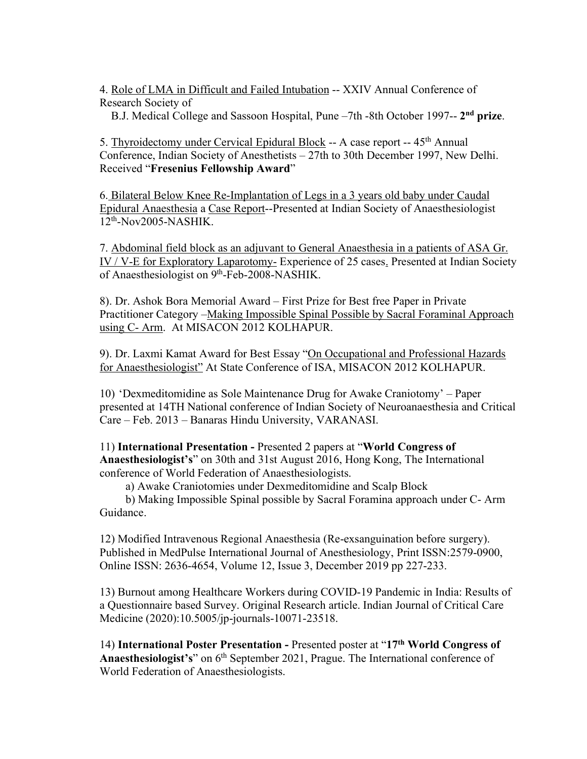4. <u>Role of LMA in Difficult and Failed Intubation</u> -- XXIV Annual Conference of Research Society of
B.J. Medical College and Sassoon Hospital, Pune –7th -8th October 1997-- **2nd prize**.

5. <u>Thyroidectomy under Cervical Epidural Block</u> -- A case report -- 45th Annual Conference, Indian Society of Anesthetists – 27th to 30th December 1997, New Delhi. Received "**Fresenius Fellowship Award**"

6. <u>Bilateral Below Knee Re-Implantation of Legs in a 3 years old baby under Caudal Epidural Anaesthesia</u> a <u>Case Report</u>--Presented at Indian Society of Anaesthesiologist 12th-Nov2005-NASHIK.

7. <u>Abdominal field block as an adjuvant to General Anaesthesia in a patients of ASA Gr. IV / V-E for Exploratory Laparotomy-</u> Experience of 25 cases. Presented at Indian Society of Anaesthesiologist on 9th-Feb-2008-NASHIK.

8). Dr. Ashok Bora Memorial Award – First Prize for Best free Paper in Private Practitioner Category –<u>Making Impossible Spinal Possible by Sacral Foraminal Approach using C- Arm</u>. At MISACON 2012 KOLHAPUR.

9). Dr. Laxmi Kamat Award for Best Essay "<u>On Occupational and Professional Hazards for Anaesthesiologist"</u> At State Conference of ISA, MISACON 2012 KOLHAPUR.

10) 'Dexmeditomidine as Sole Maintenance Drug for Awake Craniotomy' – Paper presented at 14TH National conference of Indian Society of Neuroanaesthesia and Critical Care – Feb. 2013 – Banaras Hindu University, VARANASI.

11) **International Presentation -** Presented 2 papers at "**World Congress of Anaesthesiologist's**" on 30th and 31st August 2016, Hong Kong, The International conference of World Federation of Anaesthesiologists.

a) Awake Craniotomies under Dexmeditomidine and Scalp Block

b) Making Impossible Spinal possible by Sacral Foramina approach under C- Arm Guidance.

12) Modified Intravenous Regional Anaesthesia (Re-exsanguination before surgery). Published in MedPulse International Journal of Anesthesiology, Print ISSN:2579-0900, Online ISSN: 2636-4654, Volume 12, Issue 3, December 2019 pp 227-233.

13) Burnout among Healthcare Workers during COVID-19 Pandemic in India: Results of a Questionnaire based Survey. Original Research article. Indian Journal of Critical Care Medicine (2020):10.5005/jp-journals-10071-23518.

14) **International Poster Presentation -** Presented poster at "**17th World Congress of Anaesthesiologist's**" on 6th September 2021, Prague. The International conference of World Federation of Anaesthesiologists.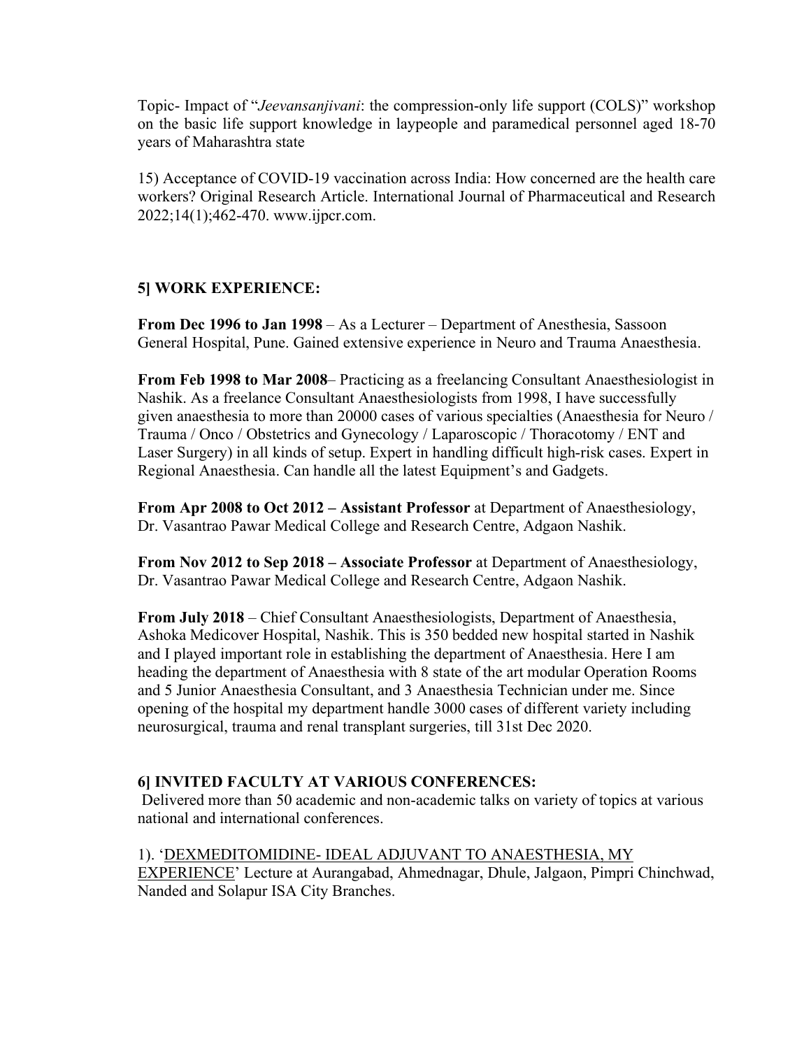Topic- Impact of "*Jeevansanjivani*: the compression-only life support (COLS)" workshop on the basic life support knowledge in laypeople and paramedical personnel aged 18-70 years of Maharashtra state

15) Acceptance of COVID-19 vaccination across India: How concerned are the health care workers? Original Research Article. International Journal of Pharmaceutical and Research 2022;14(1);462-470. www.ijpcr.com.

## 5] WORK EXPERIENCE:

**From Dec 1996 to Jan 1998** – As a Lecturer – Department of Anesthesia, Sassoon General Hospital, Pune. Gained extensive experience in Neuro and Trauma Anaesthesia.

**From Feb 1998 to Mar 2008**– Practicing as a freelancing Consultant Anaesthesiologist in Nashik. As a freelance Consultant Anaesthesiologists from 1998, I have successfully given anaesthesia to more than 20000 cases of various specialties (Anaesthesia for Neuro / Trauma / Onco / Obstetrics and Gynecology / Laparoscopic / Thoracotomy / ENT and Laser Surgery) in all kinds of setup. Expert in handling difficult high-risk cases. Expert in Regional Anaesthesia. Can handle all the latest Equipment's and Gadgets.

**From Apr 2008 to Oct 2012 – Assistant Professor** at Department of Anaesthesiology, Dr. Vasantrao Pawar Medical College and Research Centre, Adgaon Nashik.

**From Nov 2012 to Sep 2018 – Associate Professor** at Department of Anaesthesiology, Dr. Vasantrao Pawar Medical College and Research Centre, Adgaon Nashik.

**From July 2018** – Chief Consultant Anaesthesiologists, Department of Anaesthesia, Ashoka Medicover Hospital, Nashik. This is 350 bedded new hospital started in Nashik and I played important role in establishing the department of Anaesthesia. Here I am heading the department of Anaesthesia with 8 state of the art modular Operation Rooms and 5 Junior Anaesthesia Consultant, and 3 Anaesthesia Technician under me. Since opening of the hospital my department handle 3000 cases of different variety including neurosurgical, trauma and renal transplant surgeries, till 31st Dec 2020.

## 6] INVITED FACULTY AT VARIOUS CONFERENCES:

Delivered more than 50 academic and non-academic talks on variety of topics at various national and international conferences.

1). '<u>DEXMEDITOMIDINE- IDEAL ADJUVANT TO ANAESTHESIA, MY EXPERIENCE</u>' Lecture at Aurangabad, Ahmednagar, Dhule, Jalgaon, Pimpri Chinchwad, Nanded and Solapur ISA City Branches.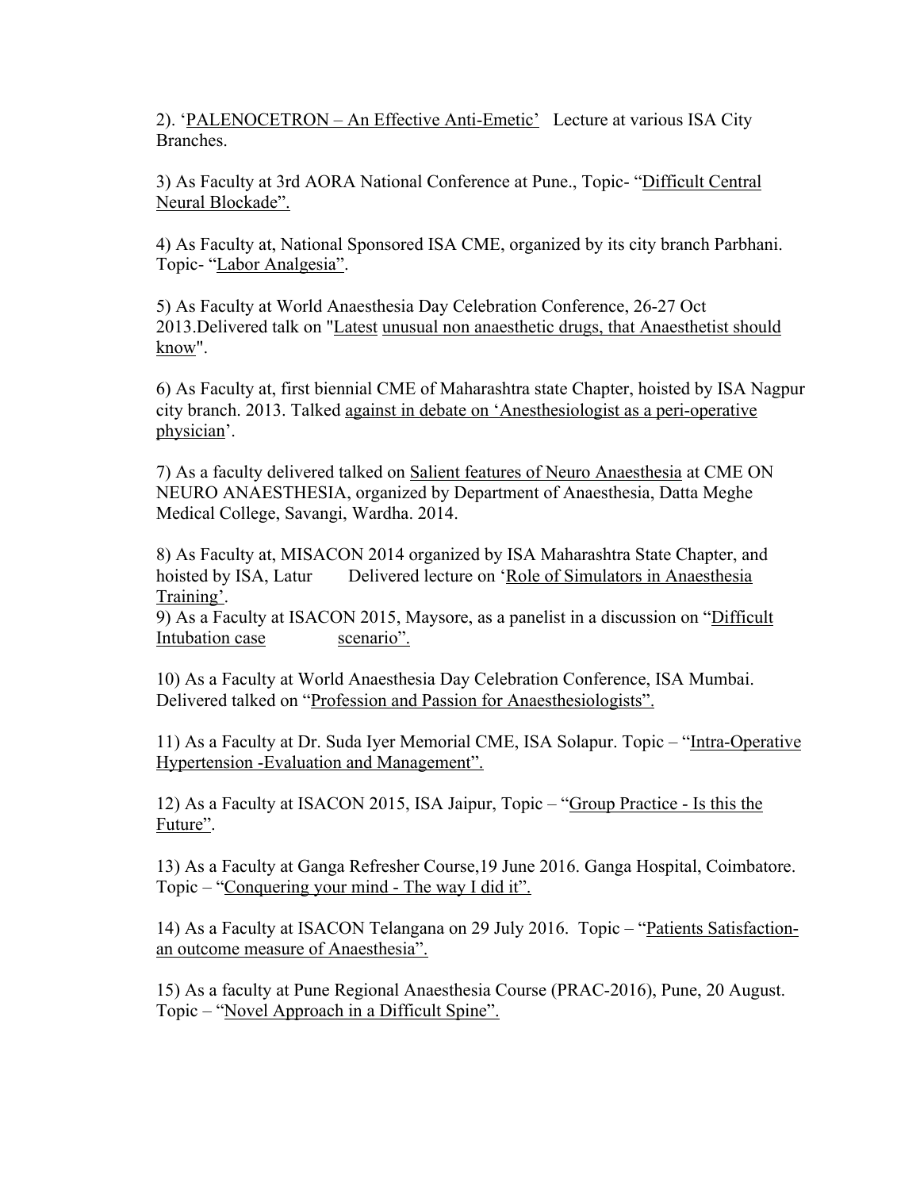2). 'PALENOCETRON – An Effective Anti-Emetic' Lecture at various ISA City Branches.

3) As Faculty at 3rd AORA National Conference at Pune., Topic- "Difficult Central Neural Blockade".

4) As Faculty at, National Sponsored ISA CME, organized by its city branch Parbhani. Topic- "Labor Analgesia".

5) As Faculty at World Anaesthesia Day Celebration Conference, 26-27 Oct 2013.Delivered talk on "Latest unusual non anaesthetic drugs, that Anaesthetist should know".

6) As Faculty at, first biennial CME of Maharashtra state Chapter, hoisted by ISA Nagpur city branch. 2013. Talked against in debate on 'Anesthesiologist as a peri-operative physician'.

7) As a faculty delivered talked on Salient features of Neuro Anaesthesia at CME ON NEURO ANAESTHESIA, organized by Department of Anaesthesia, Datta Meghe Medical College, Savangi, Wardha. 2014.

8) As Faculty at, MISACON 2014 organized by ISA Maharashtra State Chapter, and hoisted by ISA, Latur Delivered lecture on 'Role of Simulators in Anaesthesia Training'.

9) As a Faculty at ISACON 2015, Maysore, as a panelist in a discussion on "Difficult Intubation case scenario".

10) As a Faculty at World Anaesthesia Day Celebration Conference, ISA Mumbai. Delivered talked on "Profession and Passion for Anaesthesiologists".

11) As a Faculty at Dr. Suda Iyer Memorial CME, ISA Solapur. Topic – "Intra-Operative Hypertension -Evaluation and Management".

12) As a Faculty at ISACON 2015, ISA Jaipur, Topic – "Group Practice - Is this the Future".

13) As a Faculty at Ganga Refresher Course,19 June 2016. Ganga Hospital, Coimbatore. Topic – "Conquering your mind - The way I did it".

14) As a Faculty at ISACON Telangana on 29 July 2016. Topic – "Patients Satisfaction-an outcome measure of Anaesthesia".

15) As a faculty at Pune Regional Anaesthesia Course (PRAC-2016), Pune, 20 August. Topic – "Novel Approach in a Difficult Spine".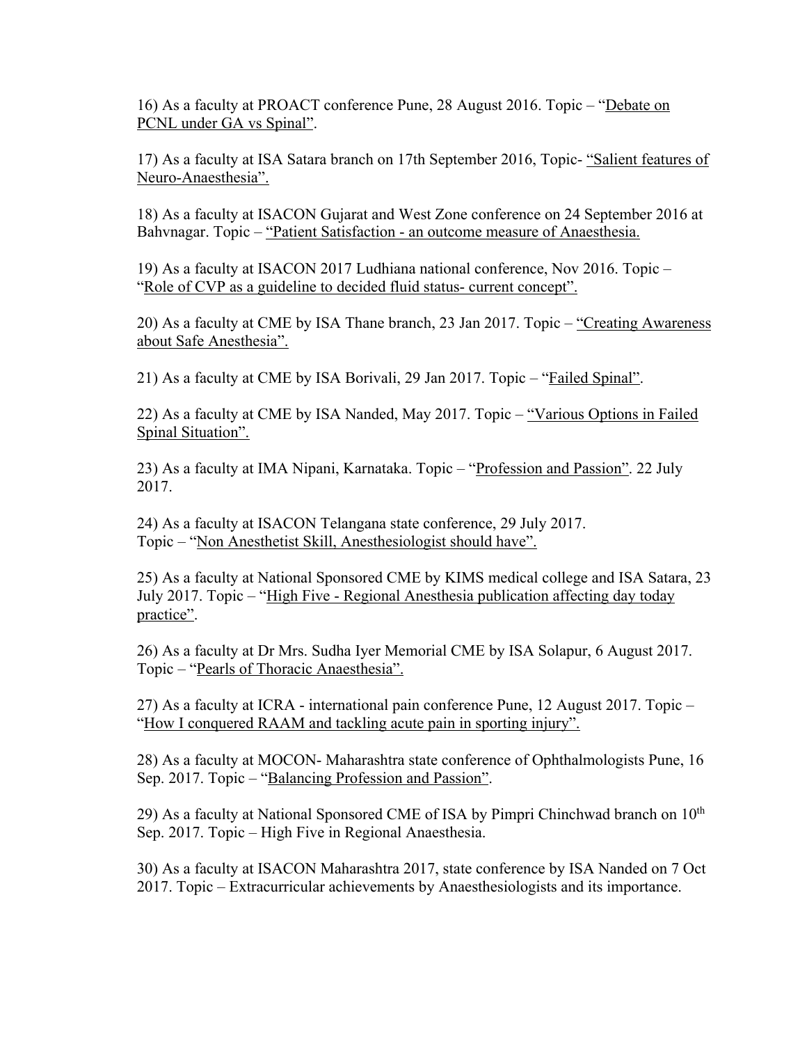16) As a faculty at PROACT conference Pune, 28 August 2016. Topic – "Debate on PCNL under GA vs Spinal".

17) As a faculty at ISA Satara branch on 17th September 2016, Topic- "Salient features of Neuro-Anaesthesia".

18) As a faculty at ISACON Gujarat and West Zone conference on 24 September 2016 at Bahvnagar. Topic – "Patient Satisfaction - an outcome measure of Anaesthesia.

19) As a faculty at ISACON 2017 Ludhiana national conference, Nov 2016. Topic – "Role of CVP as a guideline to decided fluid status- current concept".

20) As a faculty at CME by ISA Thane branch, 23 Jan 2017. Topic – "Creating Awareness about Safe Anesthesia".

21) As a faculty at CME by ISA Borivali, 29 Jan 2017. Topic – "Failed Spinal".

22) As a faculty at CME by ISA Nanded, May 2017. Topic – "Various Options in Failed Spinal Situation".

23) As a faculty at IMA Nipani, Karnataka. Topic – "Profession and Passion". 22 July 2017.

24) As a faculty at ISACON Telangana state conference, 29 July 2017. Topic – "Non Anesthetist Skill, Anesthesiologist should have".

25) As a faculty at National Sponsored CME by KIMS medical college and ISA Satara, 23 July 2017. Topic – "High Five - Regional Anesthesia publication affecting day today practice".

26) As a faculty at Dr Mrs. Sudha Iyer Memorial CME by ISA Solapur, 6 August 2017. Topic – "Pearls of Thoracic Anaesthesia".

27) As a faculty at ICRA - international pain conference Pune, 12 August 2017. Topic – "How I conquered RAAM and tackling acute pain in sporting injury".

28) As a faculty at MOCON- Maharashtra state conference of Ophthalmologists Pune, 16 Sep. 2017. Topic – "Balancing Profession and Passion".

29) As a faculty at National Sponsored CME of ISA by Pimpri Chinchwad branch on 10th Sep. 2017. Topic – High Five in Regional Anaesthesia.

30) As a faculty at ISACON Maharashtra 2017, state conference by ISA Nanded on 7 Oct 2017. Topic – Extracurricular achievements by Anaesthesiologists and its importance.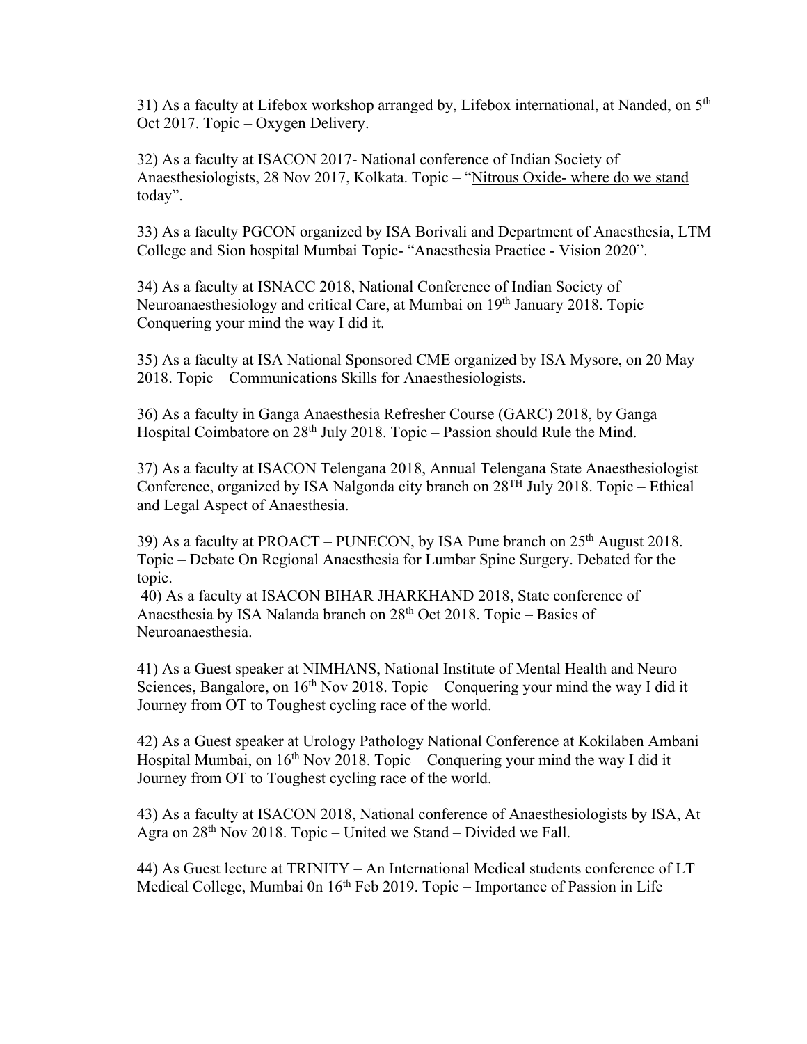31) As a faculty at Lifebox workshop arranged by, Lifebox international, at Nanded, on 5th Oct 2017. Topic – Oxygen Delivery.

32) As a faculty at ISACON 2017- National conference of Indian Society of Anaesthesiologists, 28 Nov 2017, Kolkata. Topic – "Nitrous Oxide- where do we stand today".

33) As a faculty PGCON organized by ISA Borivali and Department of Anaesthesia, LTM College and Sion hospital Mumbai Topic- "Anaesthesia Practice - Vision 2020".

34) As a faculty at ISNACC 2018, National Conference of Indian Society of Neuroanaesthesiology and critical Care, at Mumbai on 19th January 2018. Topic – Conquering your mind the way I did it.

35) As a faculty at ISA National Sponsored CME organized by ISA Mysore, on 20 May 2018. Topic – Communications Skills for Anaesthesiologists.

36) As a faculty in Ganga Anaesthesia Refresher Course (GARC) 2018, by Ganga Hospital Coimbatore on 28th July 2018. Topic – Passion should Rule the Mind.

37) As a faculty at ISACON Telengana 2018, Annual Telengana State Anaesthesiologist Conference, organized by ISA Nalgonda city branch on 28TH July 2018. Topic – Ethical and Legal Aspect of Anaesthesia.

39) As a faculty at PROACT – PUNECON, by ISA Pune branch on 25th August 2018. Topic – Debate On Regional Anaesthesia for Lumbar Spine Surgery. Debated for the topic.

40) As a faculty at ISACON BIHAR JHARKHAND 2018, State conference of Anaesthesia by ISA Nalanda branch on 28th Oct 2018. Topic – Basics of Neuroanaesthesia.

41) As a Guest speaker at NIMHANS, National Institute of Mental Health and Neuro Sciences, Bangalore, on 16th Nov 2018. Topic – Conquering your mind the way I did it – Journey from OT to Toughest cycling race of the world.

42) As a Guest speaker at Urology Pathology National Conference at Kokilaben Ambani Hospital Mumbai, on 16th Nov 2018. Topic – Conquering your mind the way I did it – Journey from OT to Toughest cycling race of the world.

43) As a faculty at ISACON 2018, National conference of Anaesthesiologists by ISA, At Agra on 28th Nov 2018. Topic – United we Stand – Divided we Fall.

44) As Guest lecture at TRINITY – An International Medical students conference of LT Medical College, Mumbai 0n 16th Feb 2019. Topic – Importance of Passion in Life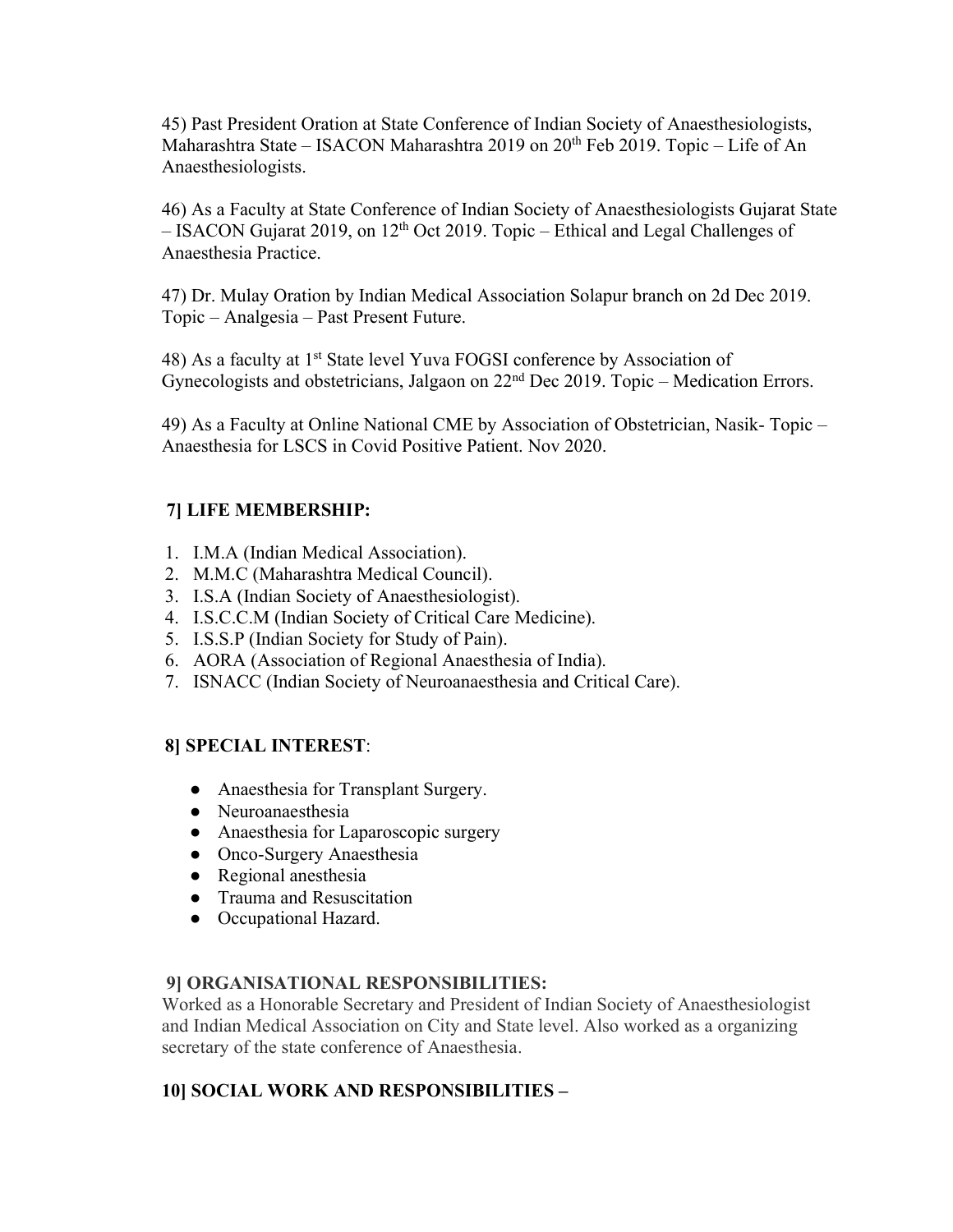45) Past President Oration at State Conference of Indian Society of Anaesthesiologists, Maharashtra State – ISACON Maharashtra 2019 on 20th Feb 2019. Topic – Life of An Anaesthesiologists.

46) As a Faculty at State Conference of Indian Society of Anaesthesiologists Gujarat State – ISACON Gujarat 2019, on 12th Oct 2019. Topic – Ethical and Legal Challenges of Anaesthesia Practice.

47) Dr. Mulay Oration by Indian Medical Association Solapur branch on 2d Dec 2019. Topic – Analgesia – Past Present Future.

48) As a faculty at 1st State level Yuva FOGSI conference by Association of Gynecologists and obstetricians, Jalgaon on 22nd Dec 2019. Topic – Medication Errors.

49) As a Faculty at Online National CME by Association of Obstetrician, Nasik- Topic – Anaesthesia for LSCS in Covid Positive Patient. Nov 2020.

## 7] LIFE MEMBERSHIP:

1. I.M.A (Indian Medical Association).
2. M.M.C (Maharashtra Medical Council).
3. I.S.A (Indian Society of Anaesthesiologist).
4. I.S.C.C.M (Indian Society of Critical Care Medicine).
5. I.S.S.P (Indian Society for Study of Pain).
6. AORA (Association of Regional Anaesthesia of India).
7. ISNACC (Indian Society of Neuroanaesthesia and Critical Care).

## 8] SPECIAL INTEREST:

- Anaesthesia for Transplant Surgery.
- Neuroanaesthesia
- Anaesthesia for Laparoscopic surgery
- Onco-Surgery Anaesthesia
- Regional anesthesia
- Trauma and Resuscitation
- Occupational Hazard.

## 9] ORGANISATIONAL RESPONSIBILITIES:

Worked as a Honorable Secretary and President of Indian Society of Anaesthesiologist and Indian Medical Association on City and State level. Also worked as a organizing secretary of the state conference of Anaesthesia.

## 10] SOCIAL WORK AND RESPONSIBILITIES –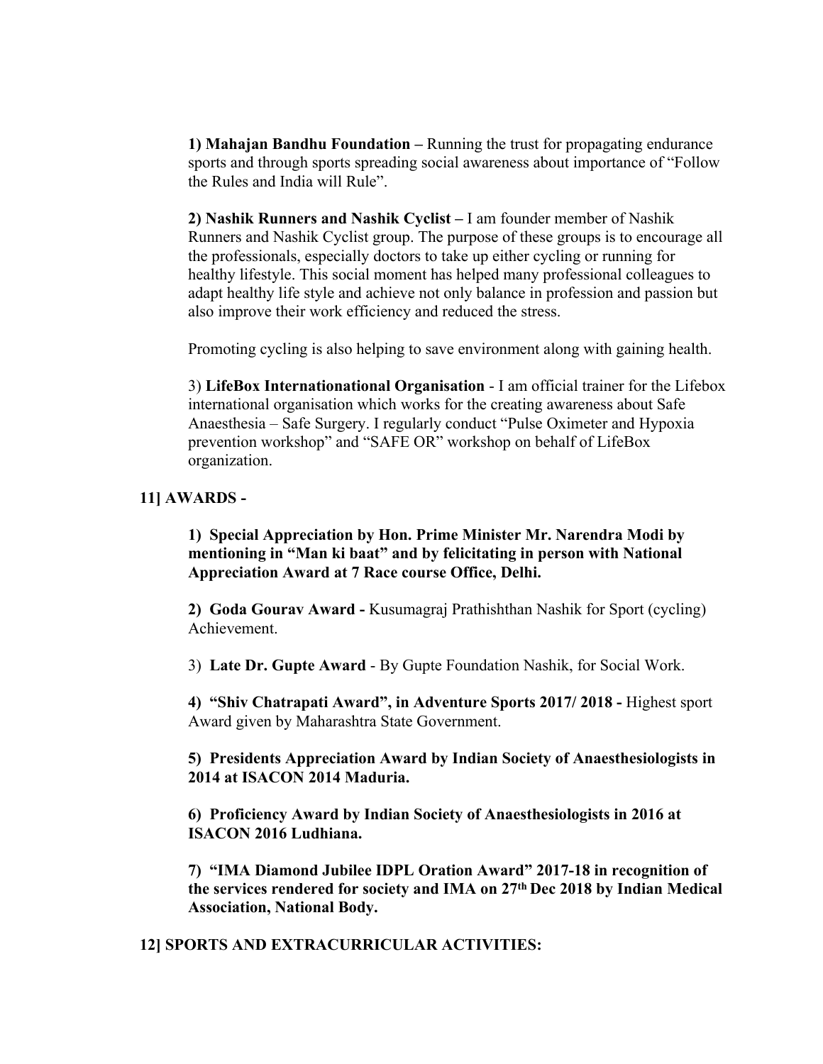**1) Mahajan Bandhu Foundation –** Running the trust for propagating endurance sports and through sports spreading social awareness about importance of "Follow the Rules and India will Rule".

**2) Nashik Runners and Nashik Cyclist –** I am founder member of Nashik Runners and Nashik Cyclist group. The purpose of these groups is to encourage all the professionals, especially doctors to take up either cycling or running for healthy lifestyle. This social moment has helped many professional colleagues to adapt healthy life style and achieve not only balance in profession and passion but also improve their work efficiency and reduced the stress.

Promoting cycling is also helping to save environment along with gaining health.

3) **LifeBox Internationational Organisation** - I am official trainer for the Lifebox international organisation which works for the creating awareness about Safe Anaesthesia – Safe Surgery. I regularly conduct "Pulse Oximeter and Hypoxia prevention workshop" and "SAFE OR" workshop on behalf of LifeBox organization.

## 11] AWARDS -

**1) Special Appreciation by Hon. Prime Minister Mr. Narendra Modi by mentioning in "Man ki baat" and by felicitating in person with National Appreciation Award at 7 Race course Office, Delhi.**

**2) Goda Gourav Award -** Kusumagraj Prathishthan Nashik for Sport (cycling) Achievement.

3) **Late Dr. Gupte Award** - By Gupte Foundation Nashik, for Social Work.

**4) "Shiv Chatrapati Award", in Adventure Sports 2017/ 2018 -** Highest sport Award given by Maharashtra State Government.

**5) Presidents Appreciation Award by Indian Society of Anaesthesiologists in 2014 at ISACON 2014 Maduria.**

**6) Proficiency Award by Indian Society of Anaesthesiologists in 2016 at ISACON 2016 Ludhiana.**

**7) "IMA Diamond Jubilee IDPL Oration Award" 2017-18 in recognition of the services rendered for society and IMA on 27th Dec 2018 by Indian Medical Association, National Body.**

## 12] SPORTS AND EXTRACURRICULAR ACTIVITIES: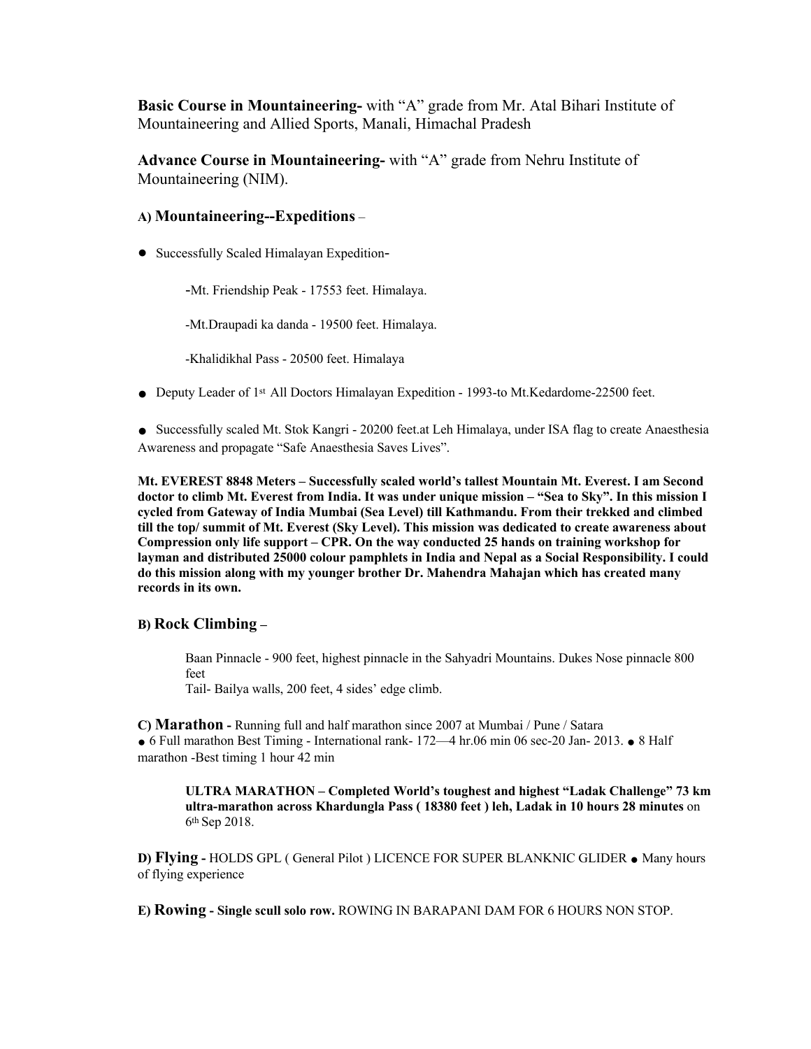**Basic Course in Mountaineering-** with "A" grade from Mr. Atal Bihari Institute of Mountaineering and Allied Sports, Manali, Himachal Pradesh

**Advance Course in Mountaineering-** with "A" grade from Nehru Institute of Mountaineering (NIM).

### A) Mountaineering--Expeditions –

- Successfully Scaled Himalayan Expedition-

  -Mt. Friendship Peak - 17553 feet. Himalaya.

  -Mt.Draupadi ka danda - 19500 feet. Himalaya.

  -Khalidikhal Pass - 20500 feet. Himalaya

- Deputy Leader of 1st All Doctors Himalayan Expedition - 1993-to Mt.Kedardome-22500 feet.

- Successfully scaled Mt. Stok Kangri - 20200 feet.at Leh Himalaya, under ISA flag to create Anaesthesia Awareness and propagate "Safe Anaesthesia Saves Lives".

**Mt. EVEREST 8848 Meters – Successfully scaled world's tallest Mountain Mt. Everest. I am Second doctor to climb Mt. Everest from India. It was under unique mission – "Sea to Sky". In this mission I cycled from Gateway of India Mumbai (Sea Level) till Kathmandu. From their trekked and climbed till the top/ summit of Mt. Everest (Sky Level). This mission was dedicated to create awareness about Compression only life support – CPR. On the way conducted 25 hands on training workshop for layman and distributed 25000 colour pamphlets in India and Nepal as a Social Responsibility. I could do this mission along with my younger brother Dr. Mahendra Mahajan which has created many records in its own.**

### B) Rock Climbing –

Baan Pinnacle - 900 feet, highest pinnacle in the Sahyadri Mountains. Dukes Nose pinnacle 800 feet
Tail- Bailya walls, 200 feet, 4 sides' edge climb.

**C) Marathon -** Running full and half marathon since 2007 at Mumbai / Pune / Satara
- 6 Full marathon Best Timing - International rank- 172—4 hr.06 min 06 sec-20 Jan- 2013.
- 8 Half marathon -Best timing 1 hour 42 min

**ULTRA MARATHON – Completed World's toughest and highest "Ladak Challenge" 73 km ultra-marathon across Khardungla Pass ( 18380 feet ) leh, Ladak in 10 hours 28 minutes** on 6th Sep 2018.

**D) Flying -** HOLDS GPL ( General Pilot ) LICENCE FOR SUPER BLANKNIC GLIDER
- Many hours of flying experience

**E) Rowing - Single scull solo row.** ROWING IN BARAPANI DAM FOR 6 HOURS NON STOP.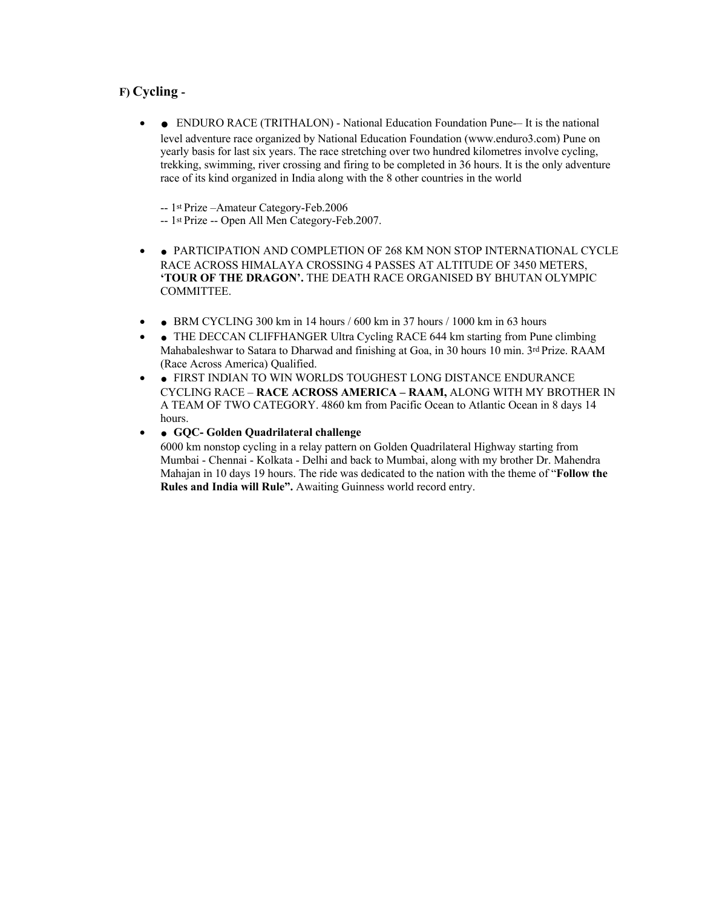### F) Cycling -

- ENDURO RACE (TRITHALON) - National Education Foundation Pune-– It is the national level adventure race organized by National Education Foundation (www.enduro3.com) Pune on yearly basis for last six years. The race stretching over two hundred kilometres involve cycling, trekking, swimming, river crossing and firing to be completed in 36 hours. It is the only adventure race of its kind organized in India along with the 8 other countries in the world

  -- 1st Prize –Amateur Category-Feb.2006
  -- 1st Prize -- Open All Men Category-Feb.2007.

- PARTICIPATION AND COMPLETION OF 268 KM NON STOP INTERNATIONAL CYCLE RACE ACROSS HIMALAYA CROSSING 4 PASSES AT ALTITUDE OF 3450 METERS, **'TOUR OF THE DRAGON'.** THE DEATH RACE ORGANISED BY BHUTAN OLYMPIC COMMITTEE.

- BRM CYCLING 300 km in 14 hours / 600 km in 37 hours / 1000 km in 63 hours
- THE DECCAN CLIFFHANGER Ultra Cycling RACE 644 km starting from Pune climbing Mahabaleshwar to Satara to Dharwad and finishing at Goa, in 30 hours 10 min. 3rd Prize. RAAM (Race Across America) Qualified.
- FIRST INDIAN TO WIN WORLDS TOUGHEST LONG DISTANCE ENDURANCE CYCLING RACE – **RACE ACROSS AMERICA – RAAM,** ALONG WITH MY BROTHER IN A TEAM OF TWO CATEGORY. 4860 km from Pacific Ocean to Atlantic Ocean in 8 days 14 hours.
- **GQC- Golden Quadrilateral challenge**
  6000 km nonstop cycling in a relay pattern on Golden Quadrilateral Highway starting from Mumbai - Chennai - Kolkata - Delhi and back to Mumbai, along with my brother Dr. Mahendra Mahajan in 10 days 19 hours. The ride was dedicated to the nation with the theme of "**Follow the Rules and India will Rule".** Awaiting Guinness world record entry.